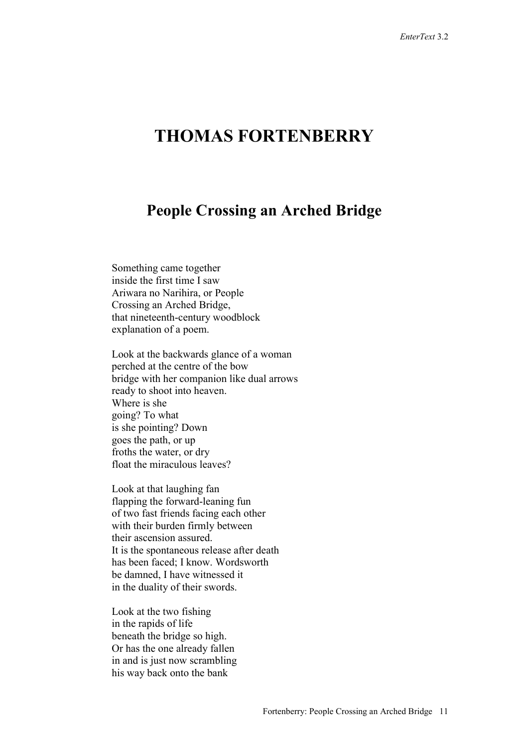# THOMAS FORTENBERRY

## People Crossing an Arched Bridge

Something came together
inside the first time I saw
Ariwara no Narihira, or People
Crossing an Arched Bridge,
that nineteenth-century woodblock
explanation of a poem.

Look at the backwards glance of a woman
perched at the centre of the bow
bridge with her companion like dual arrows
ready to shoot into heaven.
Where is she
going? To what
is she pointing? Down
goes the path, or up
froths the water, or dry
float the miraculous leaves?

Look at that laughing fan
flapping the forward-leaning fun
of two fast friends facing each other
with their burden firmly between
their ascension assured.
It is the spontaneous release after death
has been faced; I know. Wordsworth
be damned, I have witnessed it
in the duality of their swords.

Look at the two fishing
in the rapids of life
beneath the bridge so high.
Or has the one already fallen
in and is just now scrambling
his way back onto the bank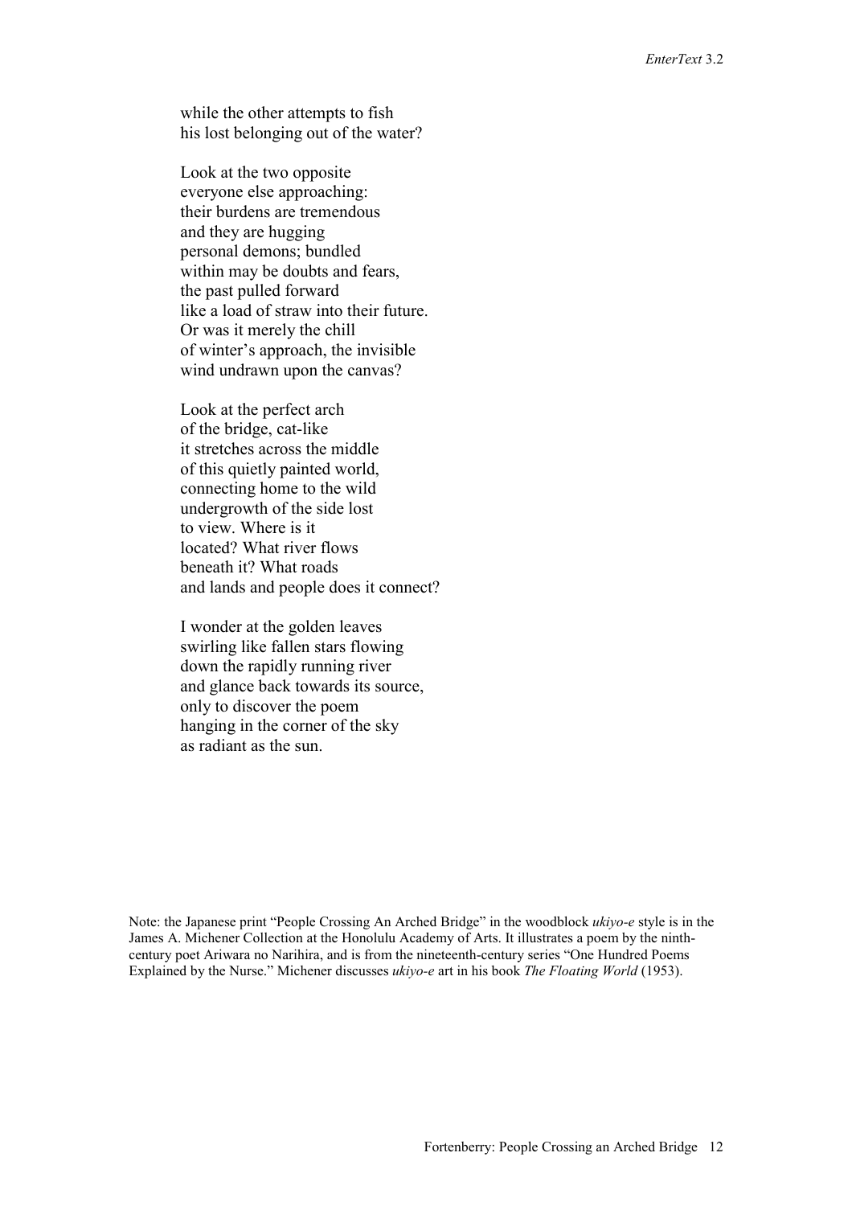while the other attempts to fish  
his lost belonging out of the water?

Look at the two opposite  
everyone else approaching:  
their burdens are tremendous  
and they are hugging  
personal demons; bundled  
within may be doubts and fears,  
the past pulled forward  
like a load of straw into their future.  
Or was it merely the chill  
of winter's approach, the invisible  
wind undrawn upon the canvas?

Look at the perfect arch  
of the bridge, cat-like  
it stretches across the middle  
of this quietly painted world,  
connecting home to the wild  
undergrowth of the side lost  
to view. Where is it  
located? What river flows  
beneath it? What roads  
and lands and people does it connect?

I wonder at the golden leaves  
swirling like fallen stars flowing  
down the rapidly running river  
and glance back towards its source,  
only to discover the poem  
hanging in the corner of the sky  
as radiant as the sun.

Note: the Japanese print "People Crossing An Arched Bridge" in the woodblock *ukiyo-e* style is in the James A. Michener Collection at the Honolulu Academy of Arts. It illustrates a poem by the ninth-century poet Ariwara no Narihira, and is from the nineteenth-century series "One Hundred Poems Explained by the Nurse." Michener discusses *ukiyo-e* art in his book *The Floating World* (1953).